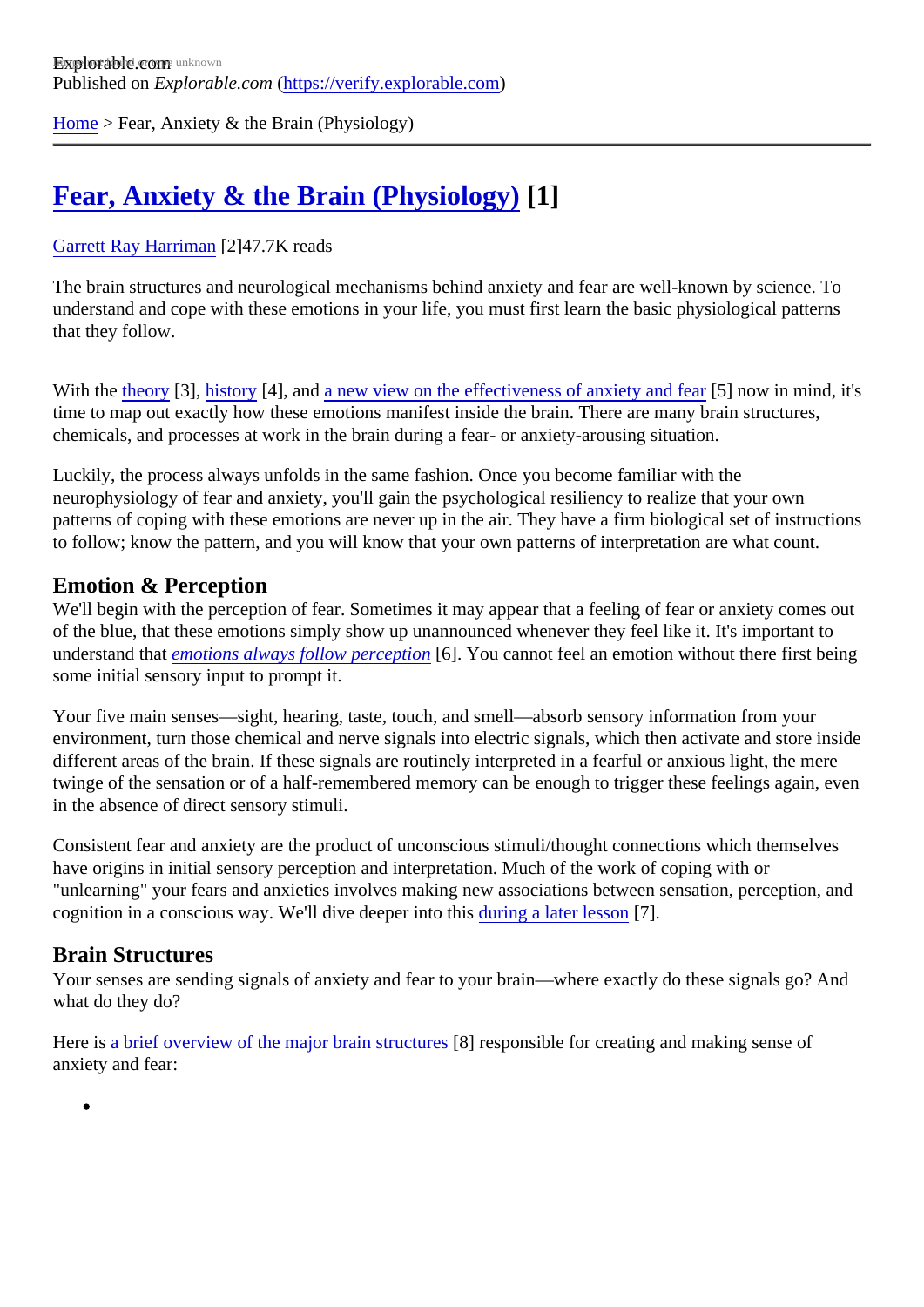Explorable.com
Published on *Explorable.com* (https://verify.explorable.com)

Home > Fear, Anxiety & the Brain (Physiology)

# Fear, Anxiety & the Brain (Physiology) [1]

Garrett Ray Harriman [2]47.7K reads

The brain structures and neurological mechanisms behind anxiety and fear are well-known by science. To understand and cope with these emotions in your life, you must first learn the basic physiological patterns that they follow.

With the theory [3], history [4], and a new view on the effectiveness of anxiety and fear [5] now in mind, it's time to map out exactly how these emotions manifest inside the brain. There are many brain structures, chemicals, and processes at work in the brain during a fear- or anxiety-arousing situation.

Luckily, the process always unfolds in the same fashion. Once you become familiar with the neurophysiology of fear and anxiety, you'll gain the psychological resiliency to realize that your own patterns of coping with these emotions are never up in the air. They have a firm biological set of instructions to follow; know the pattern, and you will know that your own patterns of interpretation are what count.

## Emotion & Perception

We'll begin with the perception of fear. Sometimes it may appear that a feeling of fear or anxiety comes out of the blue, that these emotions simply show up unannounced whenever they feel like it. It's important to understand that *emotions always follow perception* [6]. You cannot feel an emotion without there first being some initial sensory input to prompt it.

Your five main senses—sight, hearing, taste, touch, and smell—absorb sensory information from your environment, turn those chemical and nerve signals into electric signals, which then activate and store inside different areas of the brain. If these signals are routinely interpreted in a fearful or anxious light, the mere twinge of the sensation or of a half-remembered memory can be enough to trigger these feelings again, even in the absence of direct sensory stimuli.

Consistent fear and anxiety are the product of unconscious stimuli/thought connections which themselves have origins in initial sensory perception and interpretation. Much of the work of coping with or "unlearning" your fears and anxieties involves making new associations between sensation, perception, and cognition in a conscious way. We'll dive deeper into this during a later lesson [7].

## Brain Structures

Your senses are sending signals of anxiety and fear to your brain—where exactly do these signals go? And what do they do?

Here is a brief overview of the major brain structures [8] responsible for creating and making sense of anxiety and fear: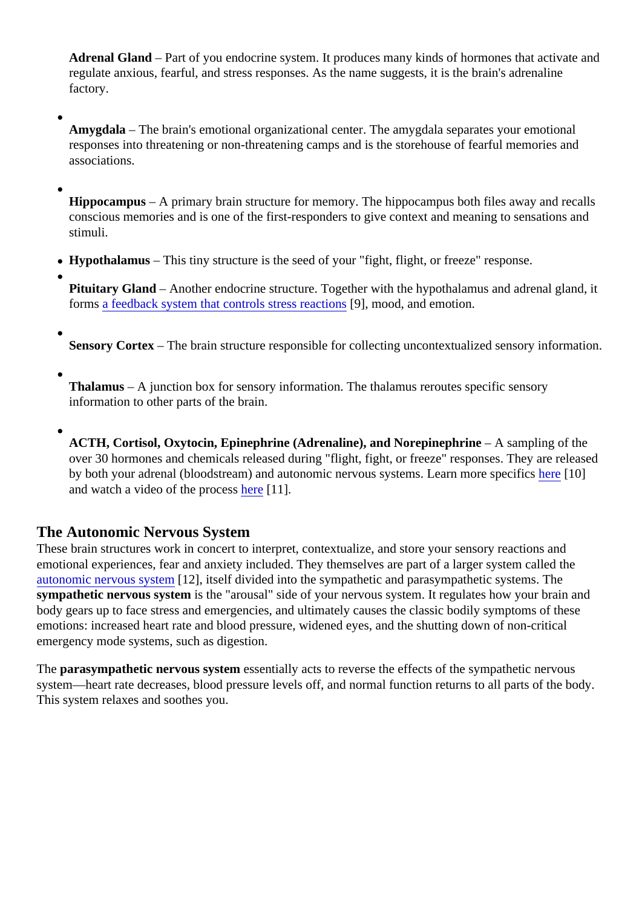- **Adrenal Gland** – Part of you endocrine system. It produces many kinds of hormones that activate and regulate anxious, fearful, and stress responses. As the name suggests, it is the brain's adrenaline factory.
- **Amygdala** – The brain's emotional organizational center. The amygdala separates your emotional responses into threatening or non-threatening camps and is the storehouse of fearful memories and associations.
- **Hippocampus** – A primary brain structure for memory. The hippocampus both files away and recalls conscious memories and is one of the first-responders to give context and meaning to sensations and stimuli.
- **Hypothalamus** – This tiny structure is the seed of your "fight, flight, or freeze" response.
- **Pituitary Gland** – Another endocrine structure. Together with the hypothalamus and adrenal gland, it forms a feedback system that controls stress reactions [9], mood, and emotion.
- **Sensory Cortex** – The brain structure responsible for collecting uncontextualized sensory information.
- **Thalamus** – A junction box for sensory information. The thalamus reroutes specific sensory information to other parts of the brain.
- **ACTH, Cortisol, Oxytocin, Epinephrine (Adrenaline), and Norepinephrine** – A sampling of the over 30 hormones and chemicals released during "flight, fight, or freeze" responses. They are released by both your adrenal (bloodstream) and autonomic nervous systems. Learn more specifics here [10] and watch a video of the process here [11].

## The Autonomic Nervous System

These brain structures work in concert to interpret, contextualize, and store your sensory reactions and emotional experiences, fear and anxiety included. They themselves are part of a larger system called the autonomic nervous system [12], itself divided into the sympathetic and parasympathetic systems. The **sympathetic nervous system** is the "arousal" side of your nervous system. It regulates how your brain and body gears up to face stress and emergencies, and ultimately causes the classic bodily symptoms of these emotions: increased heart rate and blood pressure, widened eyes, and the shutting down of non-critical emergency mode systems, such as digestion.

The **parasympathetic nervous system** essentially acts to reverse the effects of the sympathetic nervous system—heart rate decreases, blood pressure levels off, and normal function returns to all parts of the body. This system relaxes and soothes you.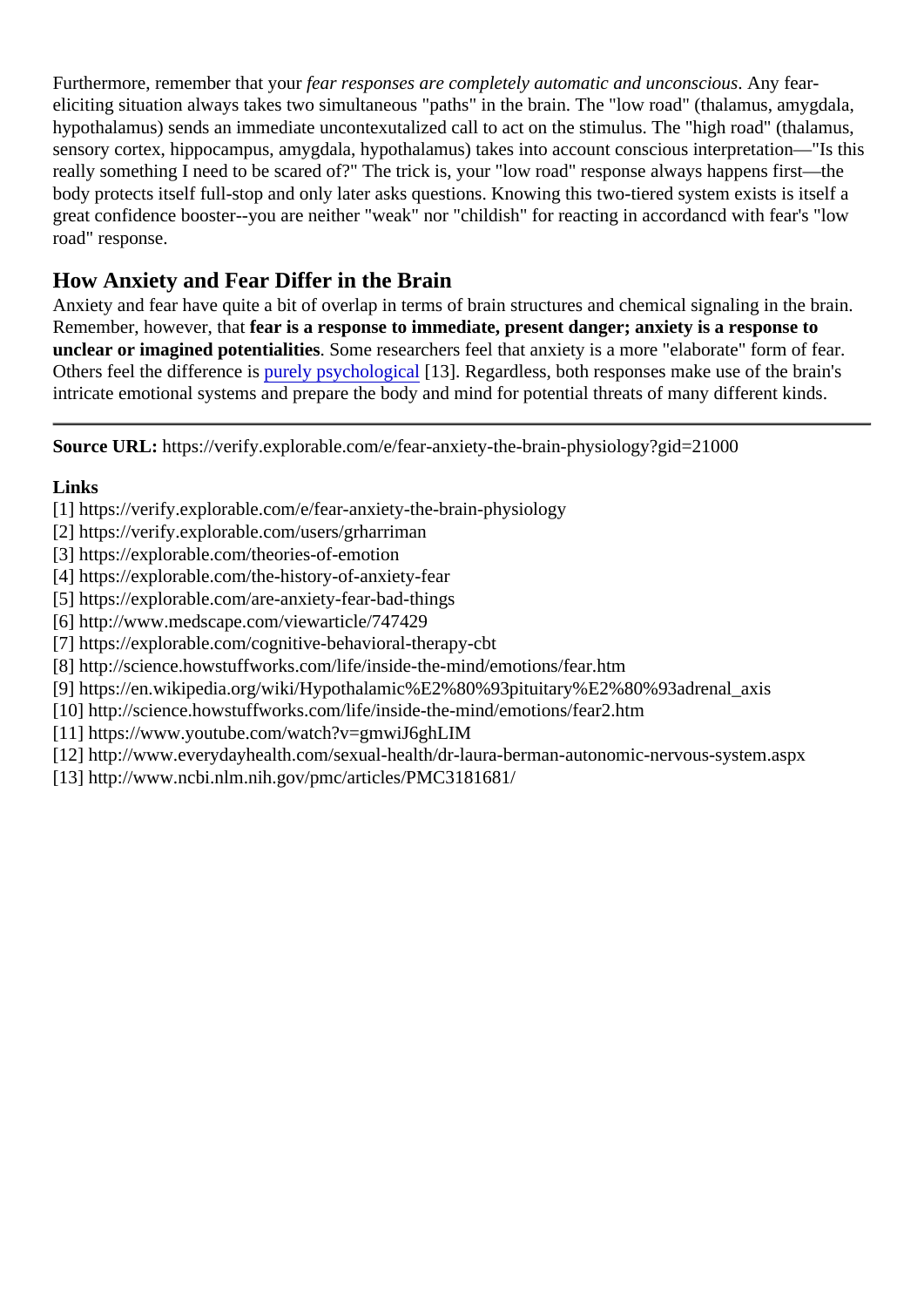Furthermore, remember that your *fear responses are completely automatic and unconscious*. Any fear-eliciting situation always takes two simultaneous "paths" in the brain. The "low road" (thalamus, amygdala, hypothalamus) sends an immediate uncontexutalized call to act on the stimulus. The "high road" (thalamus, sensory cortex, hippocampus, amygdala, hypothalamus) takes into account conscious interpretation—"Is this really something I need to be scared of?" The trick is, your "low road" response always happens first—the body protects itself full-stop and only later asks questions. Knowing this two-tiered system exists is itself a great confidence booster--you are neither "weak" nor "childish" for reacting in accordancd with fear's "low road" response.

## How Anxiety and Fear Differ in the Brain

Anxiety and fear have quite a bit of overlap in terms of brain structures and chemical signaling in the brain. Remember, however, that **fear is a response to immediate, present danger; anxiety is a response to unclear or imagined potentialities**. Some researchers feel that anxiety is a more "elaborate" form of fear. Others feel the difference is purely psychological [13]. Regardless, both responses make use of the brain's intricate emotional systems and prepare the body and mind for potential threats of many different kinds.

---

**Source URL:** https://verify.explorable.com/e/fear-anxiety-the-brain-physiology?gid=21000

**Links**

[1] https://verify.explorable.com/e/fear-anxiety-the-brain-physiology
[2] https://verify.explorable.com/users/grharriman
[3] https://explorable.com/theories-of-emotion
[4] https://explorable.com/the-history-of-anxiety-fear
[5] https://explorable.com/are-anxiety-fear-bad-things
[6] http://www.medscape.com/viewarticle/747429
[7] https://explorable.com/cognitive-behavioral-therapy-cbt
[8] http://science.howstuffworks.com/life/inside-the-mind/emotions/fear.htm
[9] https://en.wikipedia.org/wiki/Hypothalamic%E2%80%93pituitary%E2%80%93adrenal_axis
[10] http://science.howstuffworks.com/life/inside-the-mind/emotions/fear2.htm
[11] https://www.youtube.com/watch?v=gmwiJ6ghLIM
[12] http://www.everydayhealth.com/sexual-health/dr-laura-berman-autonomic-nervous-system.aspx
[13] http://www.ncbi.nlm.nih.gov/pmc/articles/PMC3181681/